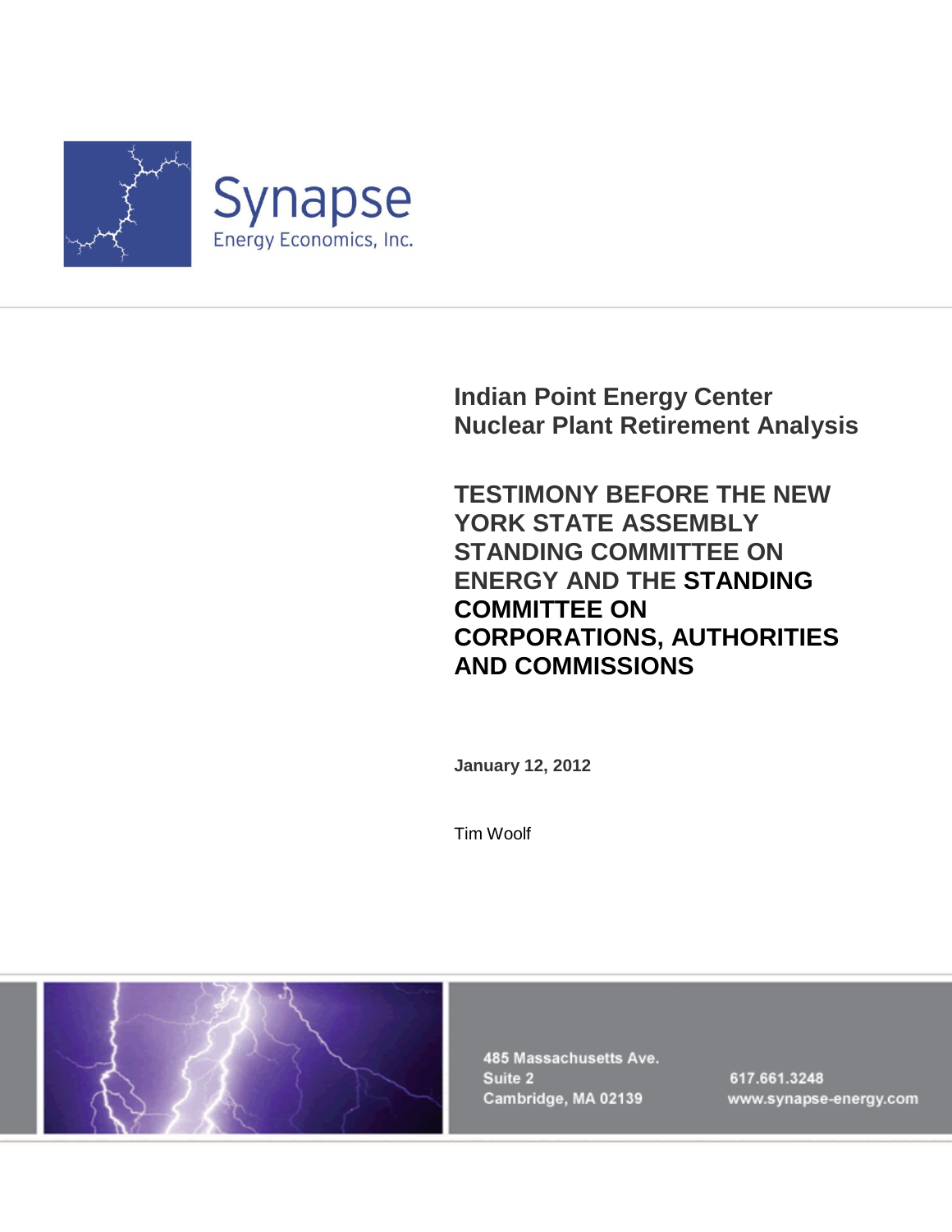Synapse

Energy Economics, Inc.

# Indian Point Energy Center Nuclear Plant Retirement Analysis

## TESTIMONY BEFORE THE NEW YORK STATE ASSEMBLY STANDING COMMITTEE ON ENERGY AND THE STANDING COMMITTEE ON CORPORATIONS, AUTHORITIES AND COMMISSIONS

**January 12, 2012**

Tim Woolf

485 Massachusetts Ave.
Suite 2
Cambridge, MA 02139

617.661.3248
www.synapse-energy.com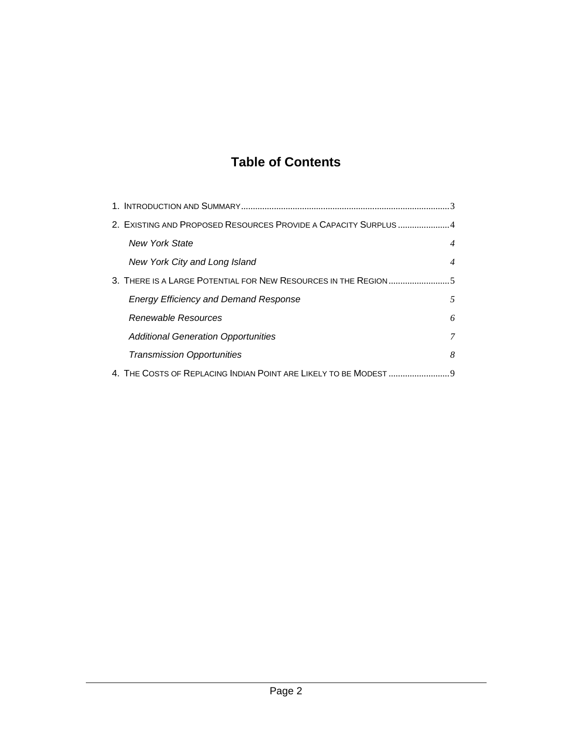# Table of Contents

1. INTRODUCTION AND SUMMARY ........................................................................................3
2. EXISTING AND PROPOSED RESOURCES PROVIDE A CAPACITY SURPLUS ......................4
   - *New York State* 4
   - *New York City and Long Island* 4
3. THERE IS A LARGE POTENTIAL FOR NEW RESOURCES IN THE REGION ..........................5
   - *Energy Efficiency and Demand Response* 5
   - *Renewable Resources* 6
   - *Additional Generation Opportunities* 7
   - *Transmission Opportunities* 8
4. THE COSTS OF REPLACING INDIAN POINT ARE LIKELY TO BE MODEST ..........................9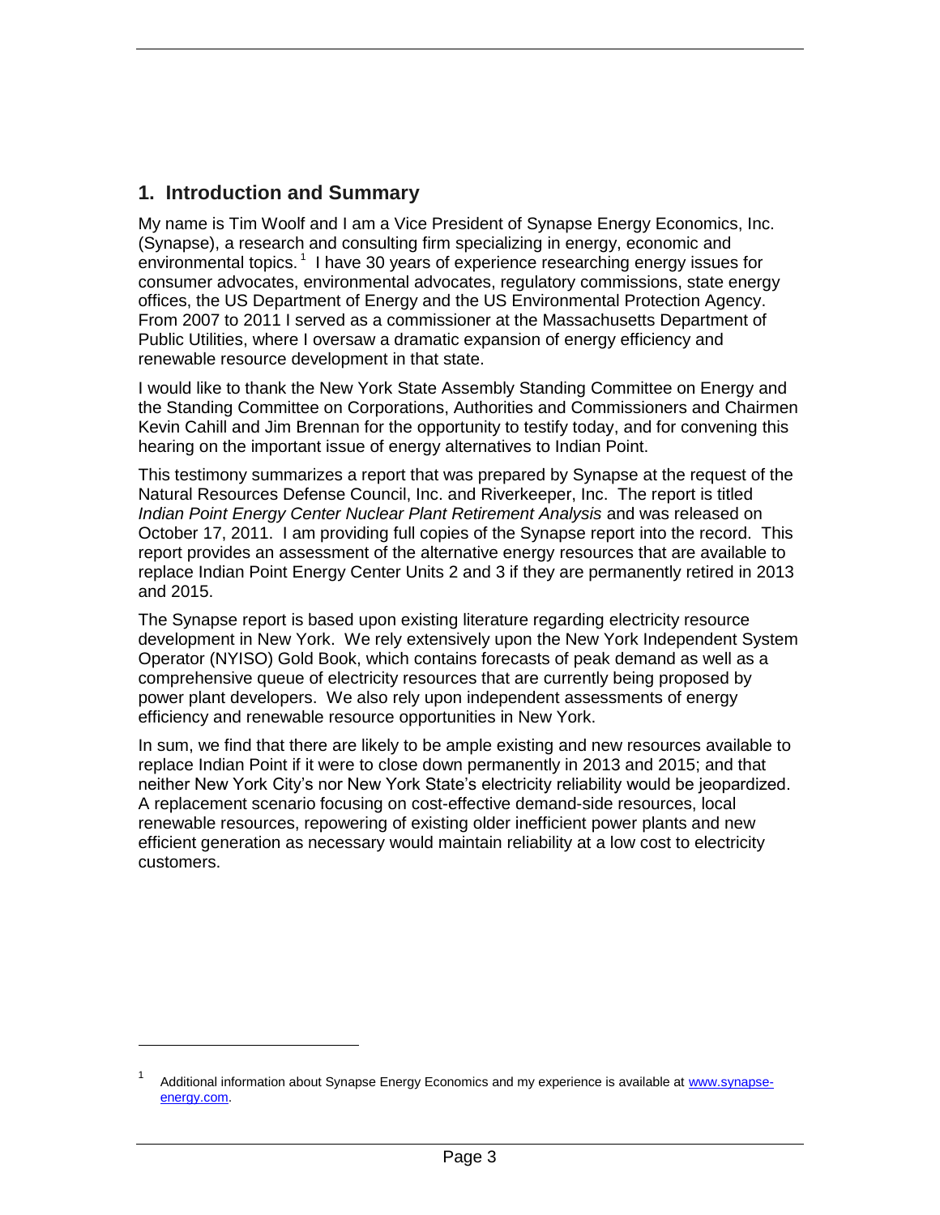## 1. Introduction and Summary

My name is Tim Woolf and I am a Vice President of Synapse Energy Economics, Inc. (Synapse), a research and consulting firm specializing in energy, economic and environmental topics.[1] I have 30 years of experience researching energy issues for consumer advocates, environmental advocates, regulatory commissions, state energy offices, the US Department of Energy and the US Environmental Protection Agency. From 2007 to 2011 I served as a commissioner at the Massachusetts Department of Public Utilities, where I oversaw a dramatic expansion of energy efficiency and renewable resource development in that state.

I would like to thank the New York State Assembly Standing Committee on Energy and the Standing Committee on Corporations, Authorities and Commissioners and Chairmen Kevin Cahill and Jim Brennan for the opportunity to testify today, and for convening this hearing on the important issue of energy alternatives to Indian Point.

This testimony summarizes a report that was prepared by Synapse at the request of the Natural Resources Defense Council, Inc. and Riverkeeper, Inc. The report is titled *Indian Point Energy Center Nuclear Plant Retirement Analysis* and was released on October 17, 2011. I am providing full copies of the Synapse report into the record. This report provides an assessment of the alternative energy resources that are available to replace Indian Point Energy Center Units 2 and 3 if they are permanently retired in 2013 and 2015.

The Synapse report is based upon existing literature regarding electricity resource development in New York. We rely extensively upon the New York Independent System Operator (NYISO) Gold Book, which contains forecasts of peak demand as well as a comprehensive queue of electricity resources that are currently being proposed by power plant developers. We also rely upon independent assessments of energy efficiency and renewable resource opportunities in New York.

In sum, we find that there are likely to be ample existing and new resources available to replace Indian Point if it were to close down permanently in 2013 and 2015; and that neither New York City's nor New York State's electricity reliability would be jeopardized. A replacement scenario focusing on cost-effective demand-side resources, local renewable resources, repowering of existing older inefficient power plants and new efficient generation as necessary would maintain reliability at a low cost to electricity customers.

---

[1] Additional information about Synapse Energy Economics and my experience is available at www.synapse-energy.com.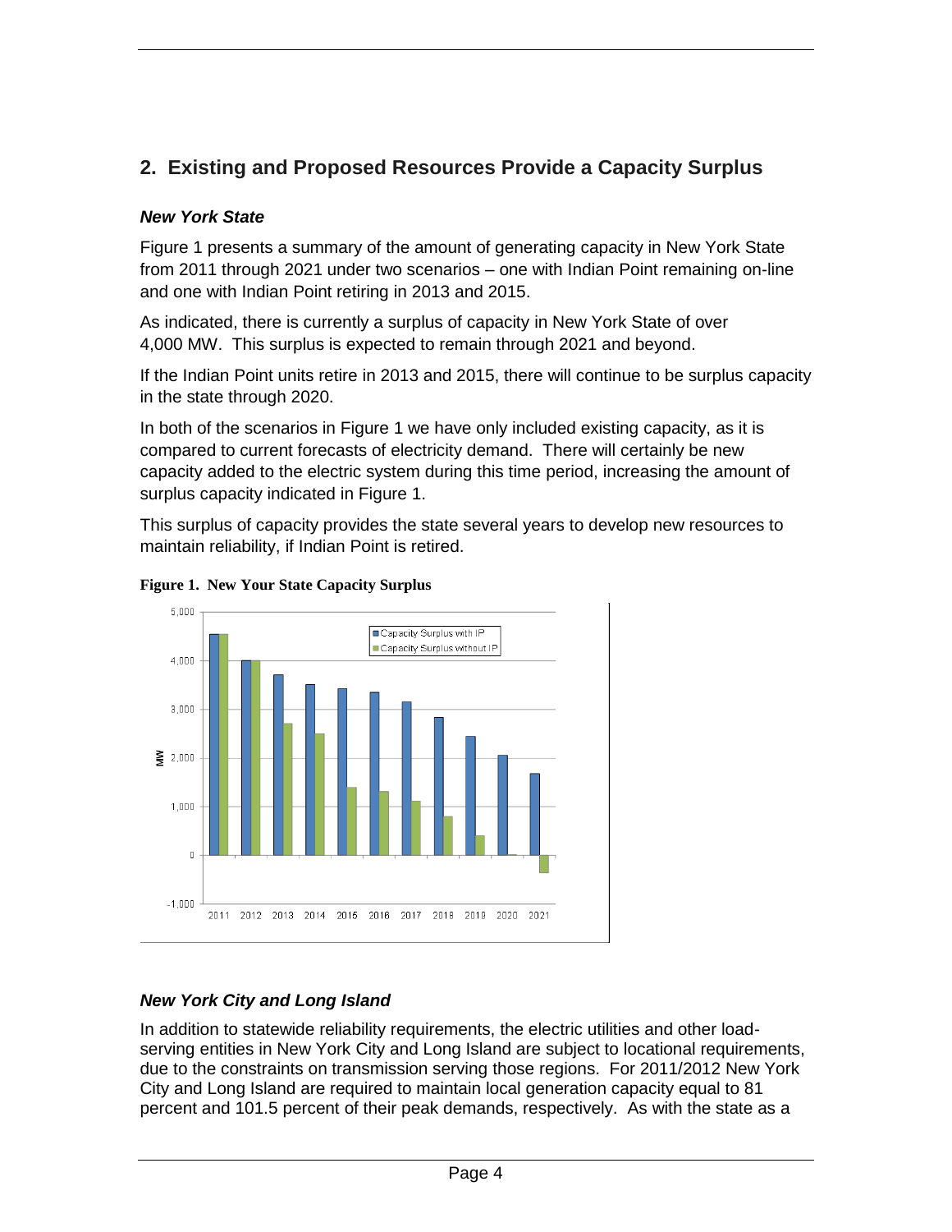## 2. Existing and Proposed Resources Provide a Capacity Surplus

### *New York State*

Figure 1 presents a summary of the amount of generating capacity in New York State from 2011 through 2021 under two scenarios – one with Indian Point remaining on-line and one with Indian Point retiring in 2013 and 2015.

As indicated, there is currently a surplus of capacity in New York State of over 4,000 MW. This surplus is expected to remain through 2021 and beyond.

If the Indian Point units retire in 2013 and 2015, there will continue to be surplus capacity in the state through 2020.

In both of the scenarios in Figure 1 we have only included existing capacity, as it is compared to current forecasts of electricity demand. There will certainly be new capacity added to the electric system during this time period, increasing the amount of surplus capacity indicated in Figure 1.

This surplus of capacity provides the state several years to develop new resources to maintain reliability, if Indian Point is retired.

**Figure 1. New Your State Capacity Surplus**

### *New York City and Long Island*

In addition to statewide reliability requirements, the electric utilities and other load-serving entities in New York City and Long Island are subject to locational requirements, due to the constraints on transmission serving those regions. For 2011/2012 New York City and Long Island are required to maintain local generation capacity equal to 81 percent and 101.5 percent of their peak demands, respectively. As with the state as a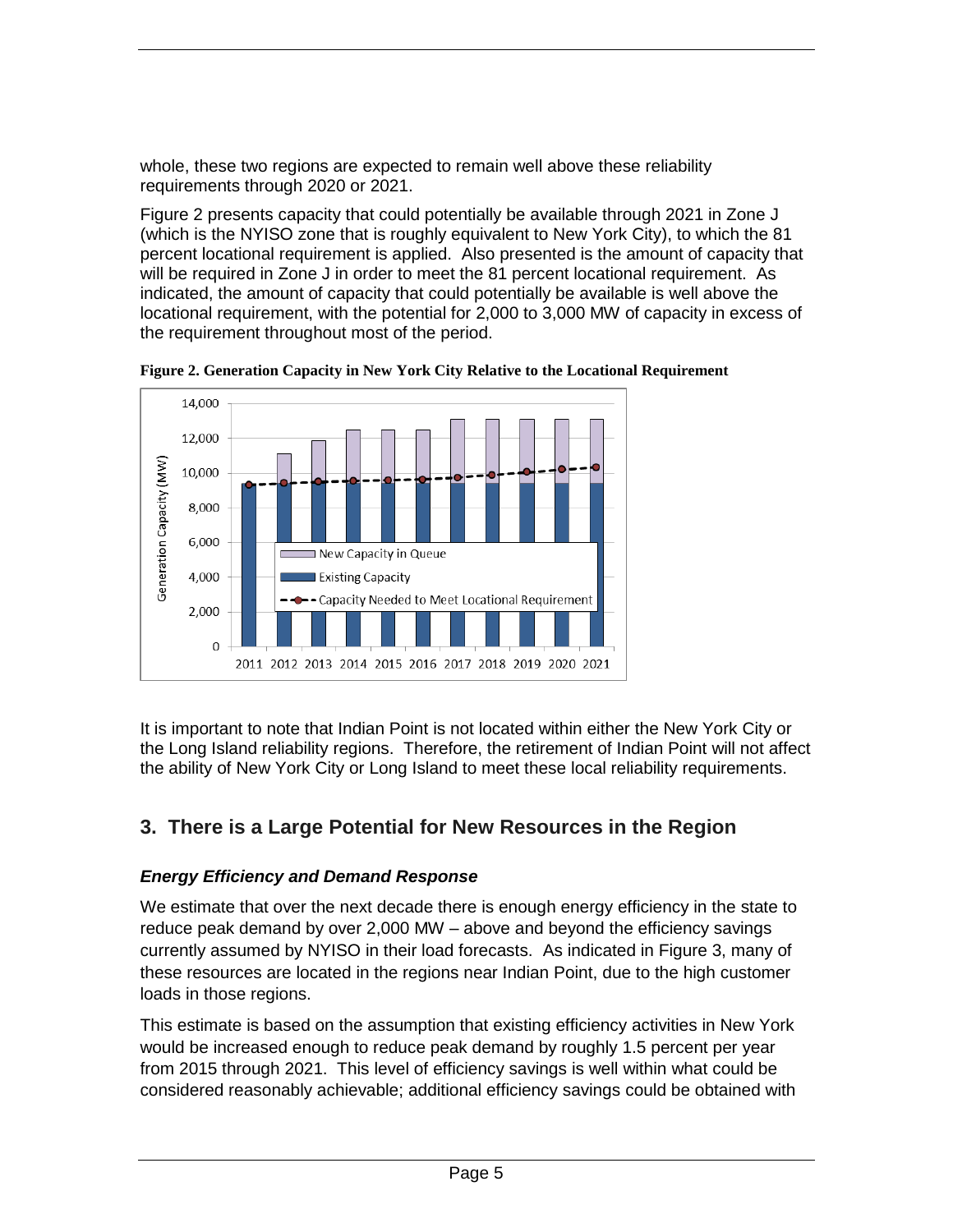whole, these two regions are expected to remain well above these reliability requirements through 2020 or 2021.

Figure 2 presents capacity that could potentially be available through 2021 in Zone J (which is the NYISO zone that is roughly equivalent to New York City), to which the 81 percent locational requirement is applied. Also presented is the amount of capacity that will be required in Zone J in order to meet the 81 percent locational requirement. As indicated, the amount of capacity that could potentially be available is well above the locational requirement, with the potential for 2,000 to 3,000 MW of capacity in excess of the requirement throughout most of the period.

**Figure 2. Generation Capacity in New York City Relative to the Locational Requirement**

It is important to note that Indian Point is not located within either the New York City or the Long Island reliability regions. Therefore, the retirement of Indian Point will not affect the ability of New York City or Long Island to meet these local reliability requirements.

## 3. There is a Large Potential for New Resources in the Region

### *Energy Efficiency and Demand Response*

We estimate that over the next decade there is enough energy efficiency in the state to reduce peak demand by over 2,000 MW – above and beyond the efficiency savings currently assumed by NYISO in their load forecasts. As indicated in Figure 3, many of these resources are located in the regions near Indian Point, due to the high customer loads in those regions.

This estimate is based on the assumption that existing efficiency activities in New York would be increased enough to reduce peak demand by roughly 1.5 percent per year from 2015 through 2021. This level of efficiency savings is well within what could be considered reasonably achievable; additional efficiency savings could be obtained with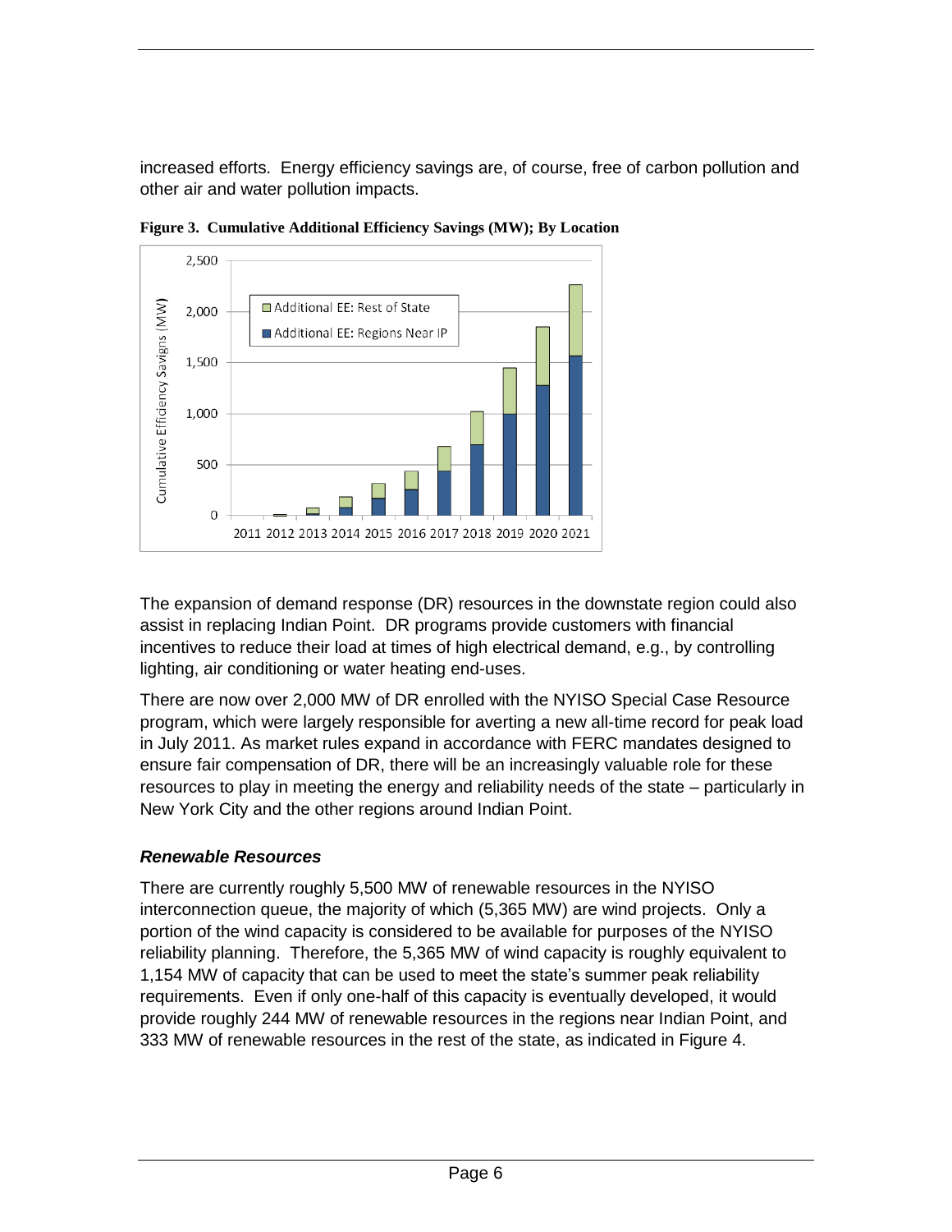increased efforts. Energy efficiency savings are, of course, free of carbon pollution and other air and water pollution impacts.

**Figure 3. Cumulative Additional Efficiency Savings (MW); By Location**

The expansion of demand response (DR) resources in the downstate region could also assist in replacing Indian Point. DR programs provide customers with financial incentives to reduce their load at times of high electrical demand, e.g., by controlling lighting, air conditioning or water heating end-uses.

There are now over 2,000 MW of DR enrolled with the NYISO Special Case Resource program, which were largely responsible for averting a new all-time record for peak load in July 2011. As market rules expand in accordance with FERC mandates designed to ensure fair compensation of DR, there will be an increasingly valuable role for these resources to play in meeting the energy and reliability needs of the state – particularly in New York City and the other regions around Indian Point.

### *Renewable Resources*

There are currently roughly 5,500 MW of renewable resources in the NYISO interconnection queue, the majority of which (5,365 MW) are wind projects. Only a portion of the wind capacity is considered to be available for purposes of the NYISO reliability planning. Therefore, the 5,365 MW of wind capacity is roughly equivalent to 1,154 MW of capacity that can be used to meet the state's summer peak reliability requirements. Even if only one-half of this capacity is eventually developed, it would provide roughly 244 MW of renewable resources in the regions near Indian Point, and 333 MW of renewable resources in the rest of the state, as indicated in Figure 4.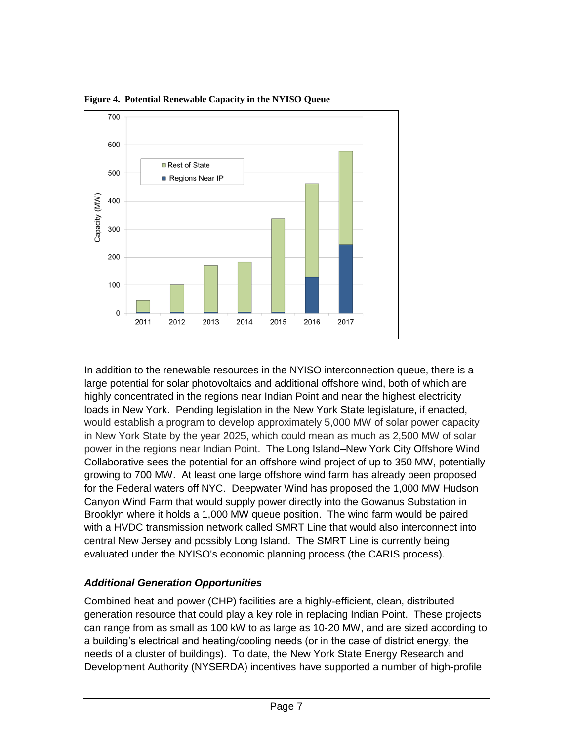**Figure 4. Potential Renewable Capacity in the NYISO Queue**

In addition to the renewable resources in the NYISO interconnection queue, there is a large potential for solar photovoltaics and additional offshore wind, both of which are highly concentrated in the regions near Indian Point and near the highest electricity loads in New York. Pending legislation in the New York State legislature, if enacted, would establish a program to develop approximately 5,000 MW of solar power capacity in New York State by the year 2025, which could mean as much as 2,500 MW of solar power in the regions near Indian Point. The Long Island–New York City Offshore Wind Collaborative sees the potential for an offshore wind project of up to 350 MW, potentially growing to 700 MW. At least one large offshore wind farm has already been proposed for the Federal waters off NYC. Deepwater Wind has proposed the 1,000 MW Hudson Canyon Wind Farm that would supply power directly into the Gowanus Substation in Brooklyn where it holds a 1,000 MW queue position. The wind farm would be paired with a HVDC transmission network called SMRT Line that would also interconnect into central New Jersey and possibly Long Island. The SMRT Line is currently being evaluated under the NYISO's economic planning process (the CARIS process).

### *Additional Generation Opportunities*

Combined heat and power (CHP) facilities are a highly-efficient, clean, distributed generation resource that could play a key role in replacing Indian Point. These projects can range from as small as 100 kW to as large as 10-20 MW, and are sized according to a building's electrical and heating/cooling needs (or in the case of district energy, the needs of a cluster of buildings). To date, the New York State Energy Research and Development Authority (NYSERDA) incentives have supported a number of high-profile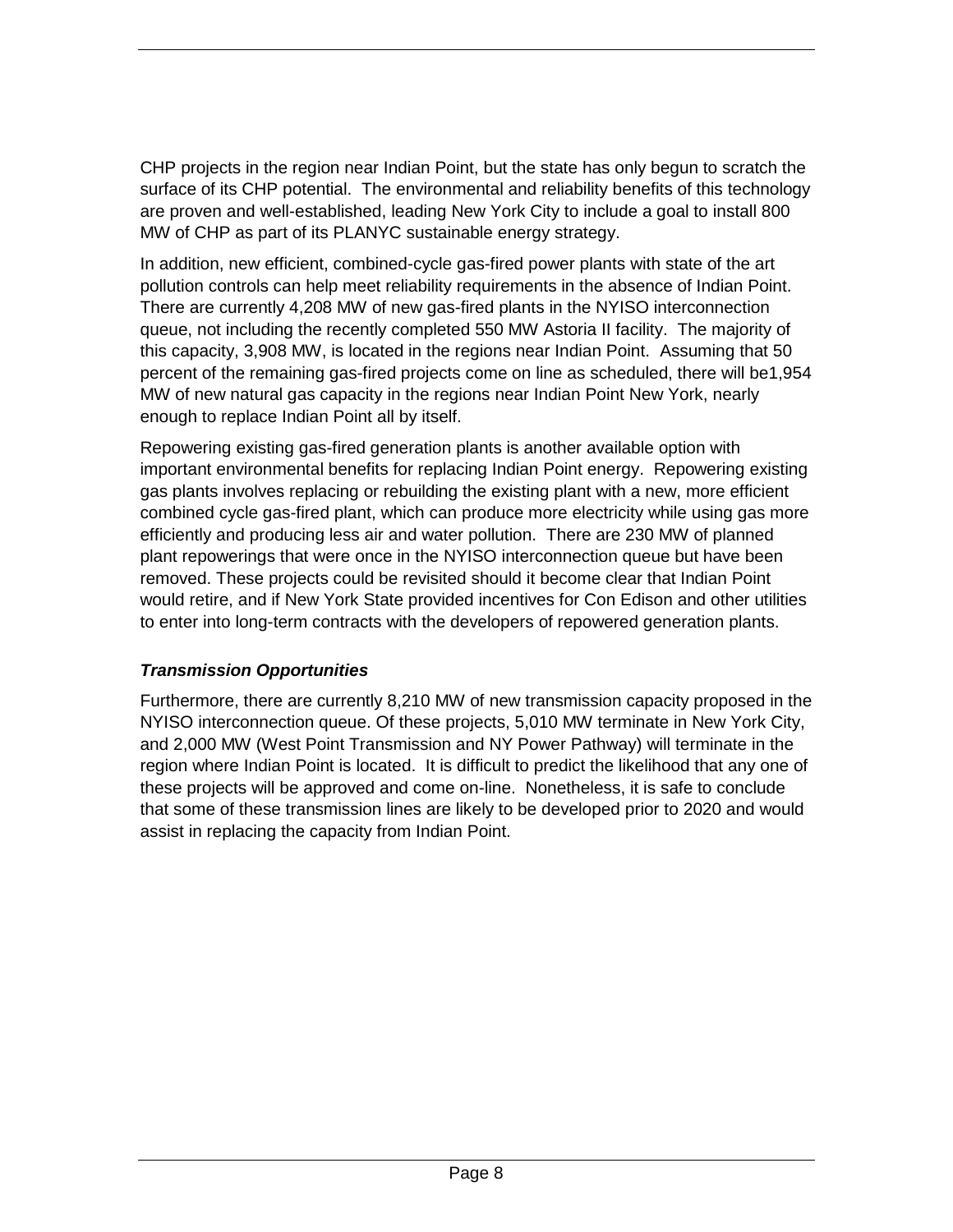CHP projects in the region near Indian Point, but the state has only begun to scratch the surface of its CHP potential. The environmental and reliability benefits of this technology are proven and well-established, leading New York City to include a goal to install 800 MW of CHP as part of its PLANYC sustainable energy strategy.

In addition, new efficient, combined-cycle gas-fired power plants with state of the art pollution controls can help meet reliability requirements in the absence of Indian Point. There are currently 4,208 MW of new gas-fired plants in the NYISO interconnection queue, not including the recently completed 550 MW Astoria II facility. The majority of this capacity, 3,908 MW, is located in the regions near Indian Point. Assuming that 50 percent of the remaining gas-fired projects come on line as scheduled, there will be1,954 MW of new natural gas capacity in the regions near Indian Point New York, nearly enough to replace Indian Point all by itself.

Repowering existing gas-fired generation plants is another available option with important environmental benefits for replacing Indian Point energy. Repowering existing gas plants involves replacing or rebuilding the existing plant with a new, more efficient combined cycle gas-fired plant, which can produce more electricity while using gas more efficiently and producing less air and water pollution. There are 230 MW of planned plant repowerings that were once in the NYISO interconnection queue but have been removed. These projects could be revisited should it become clear that Indian Point would retire, and if New York State provided incentives for Con Edison and other utilities to enter into long-term contracts with the developers of repowered generation plants.

***Transmission Opportunities***

Furthermore, there are currently 8,210 MW of new transmission capacity proposed in the NYISO interconnection queue. Of these projects, 5,010 MW terminate in New York City, and 2,000 MW (West Point Transmission and NY Power Pathway) will terminate in the region where Indian Point is located. It is difficult to predict the likelihood that any one of these projects will be approved and come on-line. Nonetheless, it is safe to conclude that some of these transmission lines are likely to be developed prior to 2020 and would assist in replacing the capacity from Indian Point.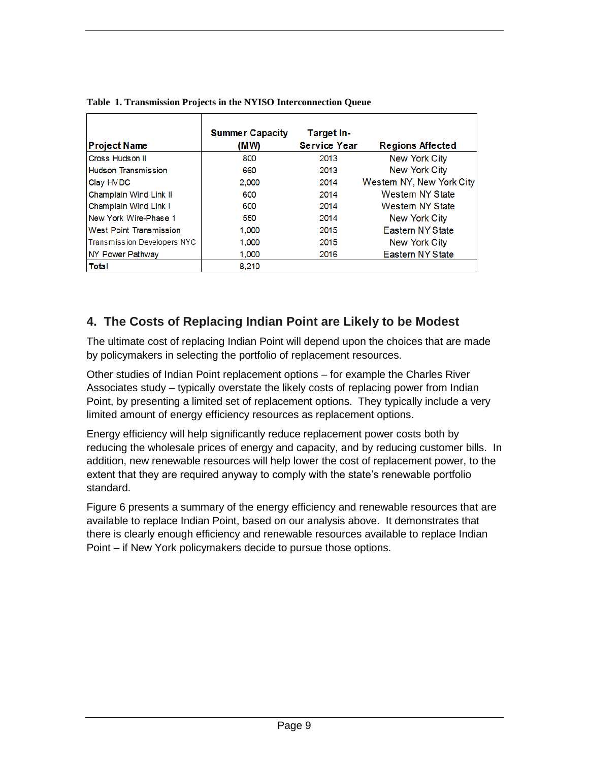**Table 1. Transmission Projects in the NYISO Interconnection Queue**

| Project Name | Summer Capacity (MW) | Target In-Service Year | Regions Affected |
|---|---|---|---|
| Cross Hudson II | 800 | 2013 | New York City |
| Hudson Transmission | 660 | 2013 | New York City |
| Clay HVDC | 2,000 | 2014 | Western NY, New York City |
| Champlain Wind Link II | 600 | 2014 | Western NY State |
| Champlain Wind Link I | 600 | 2014 | Western NY State |
| New York Wire-Phase 1 | 550 | 2014 | New York City |
| West Point Transmission | 1,000 | 2015 | Eastern NY State |
| Transmission Developers NYC | 1,000 | 2015 | New York City |
| NY Power Pathway | 1,000 | 2016 | Eastern NY State |
| **Total** | 8,210 | | |

## 4. The Costs of Replacing Indian Point are Likely to be Modest

The ultimate cost of replacing Indian Point will depend upon the choices that are made by policymakers in selecting the portfolio of replacement resources.

Other studies of Indian Point replacement options – for example the Charles River Associates study – typically overstate the likely costs of replacing power from Indian Point, by presenting a limited set of replacement options. They typically include a very limited amount of energy efficiency resources as replacement options.

Energy efficiency will help significantly reduce replacement power costs both by reducing the wholesale prices of energy and capacity, and by reducing customer bills. In addition, new renewable resources will help lower the cost of replacement power, to the extent that they are required anyway to comply with the state's renewable portfolio standard.

Figure 6 presents a summary of the energy efficiency and renewable resources that are available to replace Indian Point, based on our analysis above. It demonstrates that there is clearly enough efficiency and renewable resources available to replace Indian Point – if New York policymakers decide to pursue those options.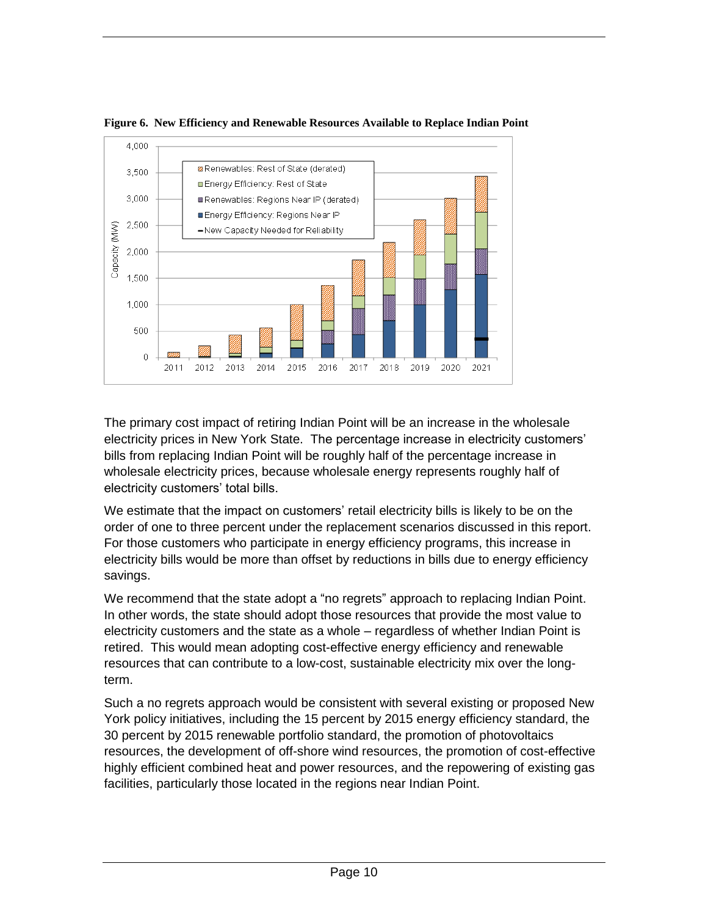**Figure 6. New Efficiency and Renewable Resources Available to Replace Indian Point**

4,000
3,500
3,000
2,500
2,000
1,500
1,000
500
0

Capacity (MW)

2011 2012 2013 2014 2015 2016 2017 2018 2019 2020 2021

Renewables: Rest of State (derated)
Energy Efficiency: Rest of State
Renewables: Regions Near IP (derated)
Energy Efficiency: Regions Near IP
New Capacity Needed for Reliability

The primary cost impact of retiring Indian Point will be an increase in the wholesale electricity prices in New York State. The percentage increase in electricity customers' bills from replacing Indian Point will be roughly half of the percentage increase in wholesale electricity prices, because wholesale energy represents roughly half of electricity customers' total bills.

We estimate that the impact on customers' retail electricity bills is likely to be on the order of one to three percent under the replacement scenarios discussed in this report. For those customers who participate in energy efficiency programs, this increase in electricity bills would be more than offset by reductions in bills due to energy efficiency savings.

We recommend that the state adopt a "no regrets" approach to replacing Indian Point. In other words, the state should adopt those resources that provide the most value to electricity customers and the state as a whole – regardless of whether Indian Point is retired. This would mean adopting cost-effective energy efficiency and renewable resources that can contribute to a low-cost, sustainable electricity mix over the long-term.

Such a no regrets approach would be consistent with several existing or proposed New York policy initiatives, including the 15 percent by 2015 energy efficiency standard, the 30 percent by 2015 renewable portfolio standard, the promotion of photovoltaics resources, the development of off-shore wind resources, the promotion of cost-effective highly efficient combined heat and power resources, and the repowering of existing gas facilities, particularly those located in the regions near Indian Point.